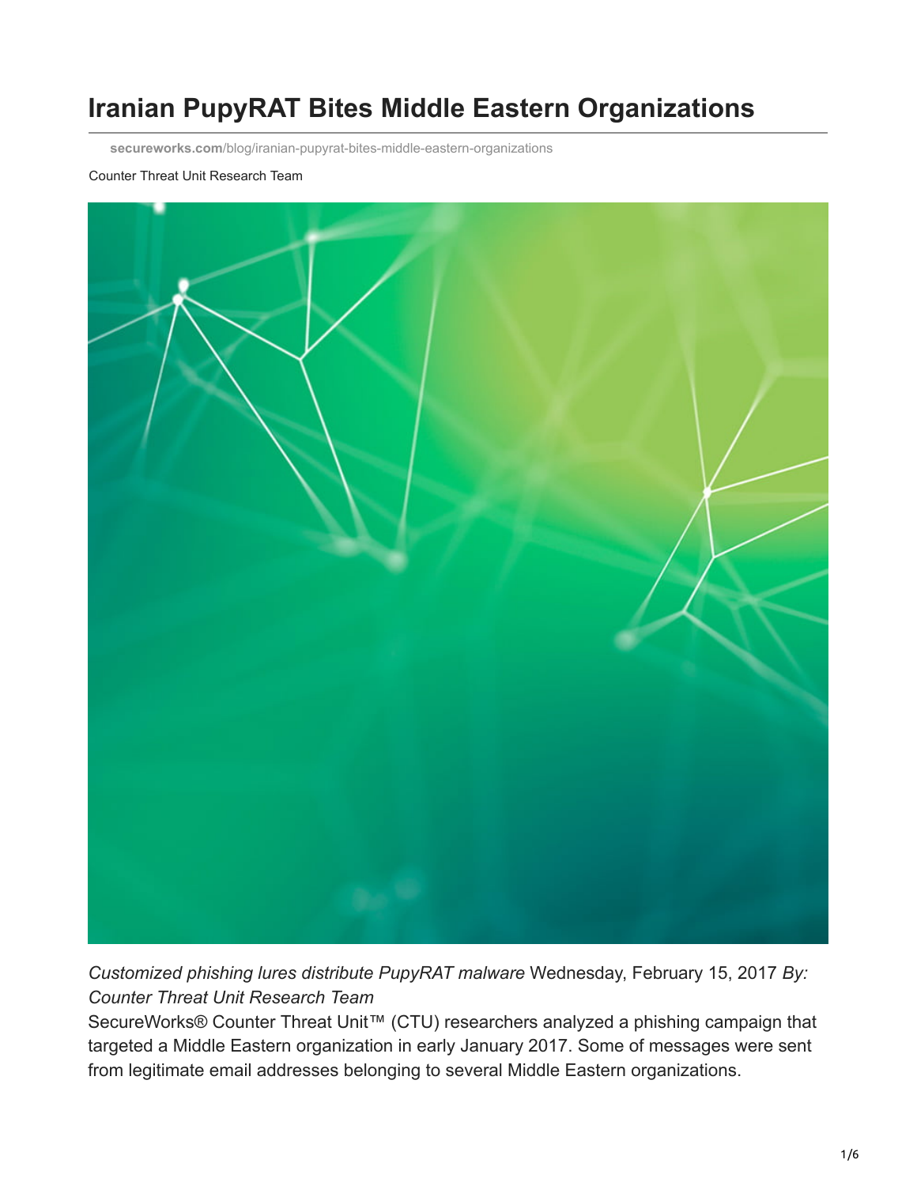# Iranian PupyRAT Bites Middle Eastern Organizations

secureworks.com/blog/iranian-pupyrat-bites-middle-eastern-organizations

Counter Threat Unit Research Team

*Customized phishing lures distribute PupyRAT malware* Wednesday, February 15, 2017 *By: Counter Threat Unit Research Team*

SecureWorks® Counter Threat Unit™ (CTU) researchers analyzed a phishing campaign that targeted a Middle Eastern organization in early January 2017. Some of messages were sent from legitimate email addresses belonging to several Middle Eastern organizations.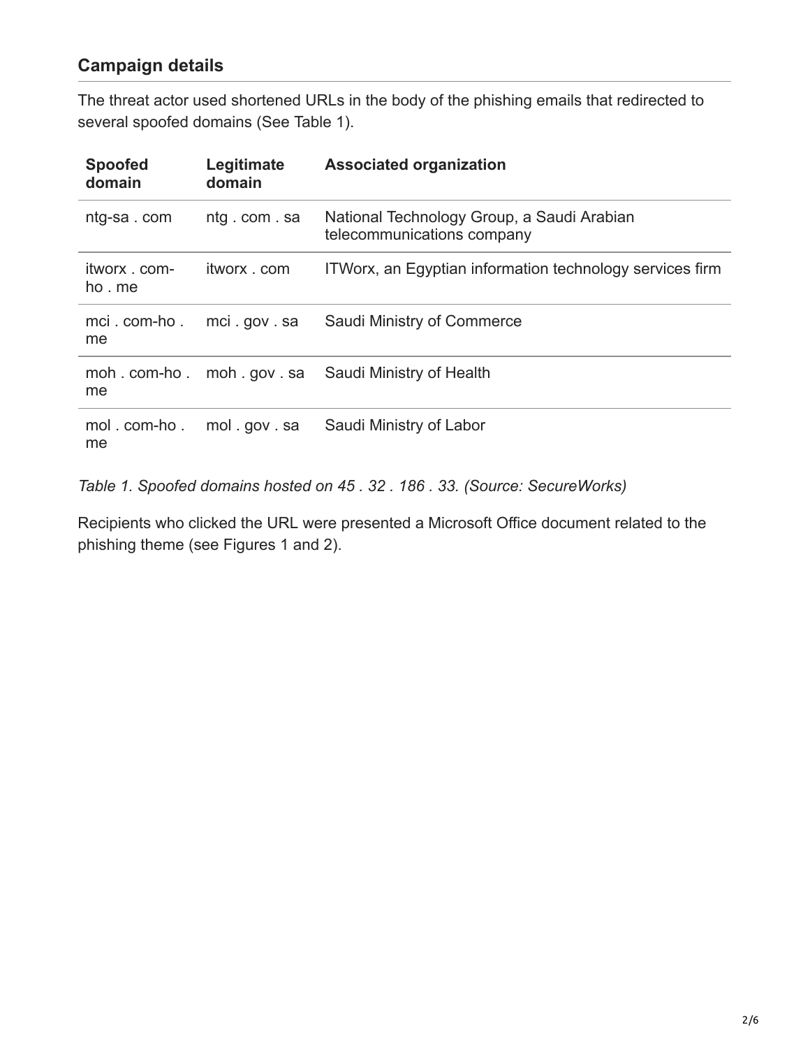## Campaign details

The threat actor used shortened URLs in the body of the phishing emails that redirected to several spoofed domains (See Table 1).

| Spoofed domain | Legitimate domain | Associated organization |
|---|---|---|
| ntg-sa . com | ntg . com . sa | National Technology Group, a Saudi Arabian telecommunications company |
| itworx . com-ho . me | itworx . com | ITWorx, an Egyptian information technology services firm |
| mci . com-ho . me | mci . gov . sa | Saudi Ministry of Commerce |
| moh . com-ho . me | moh . gov . sa | Saudi Ministry of Health |
| mol . com-ho . me | mol . gov . sa | Saudi Ministry of Labor |

*Table 1. Spoofed domains hosted on 45 . 32 . 186 . 33. (Source: SecureWorks)*

Recipients who clicked the URL were presented a Microsoft Office document related to the phishing theme (see Figures 1 and 2).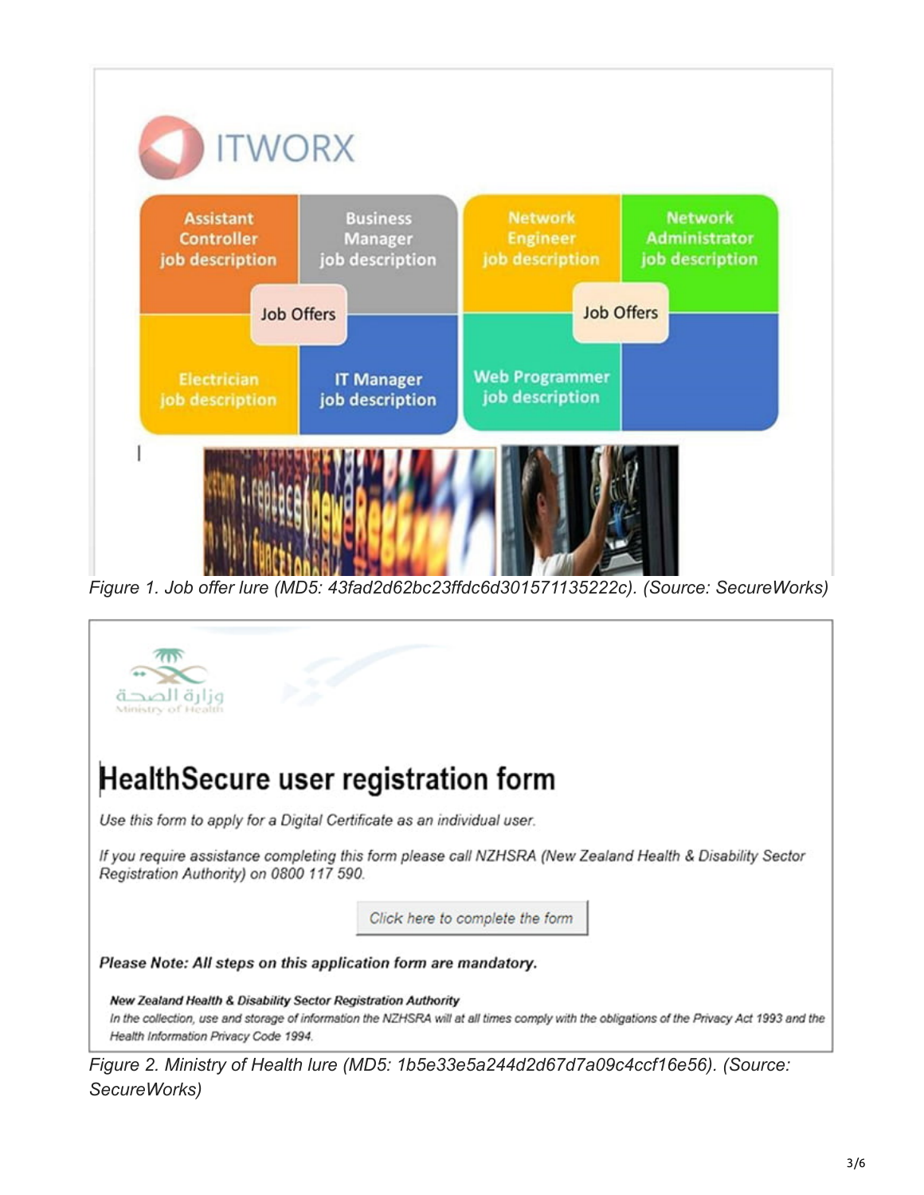Figure 1. Job offer lure (MD5: 43fad2d62bc23ffdc6d301571135222c). (Source: SecureWorks)

Figure 2. Ministry of Health lure (MD5: 1b5e33e5a244d2d67d7a09c4ccf16e56). (Source: SecureWorks)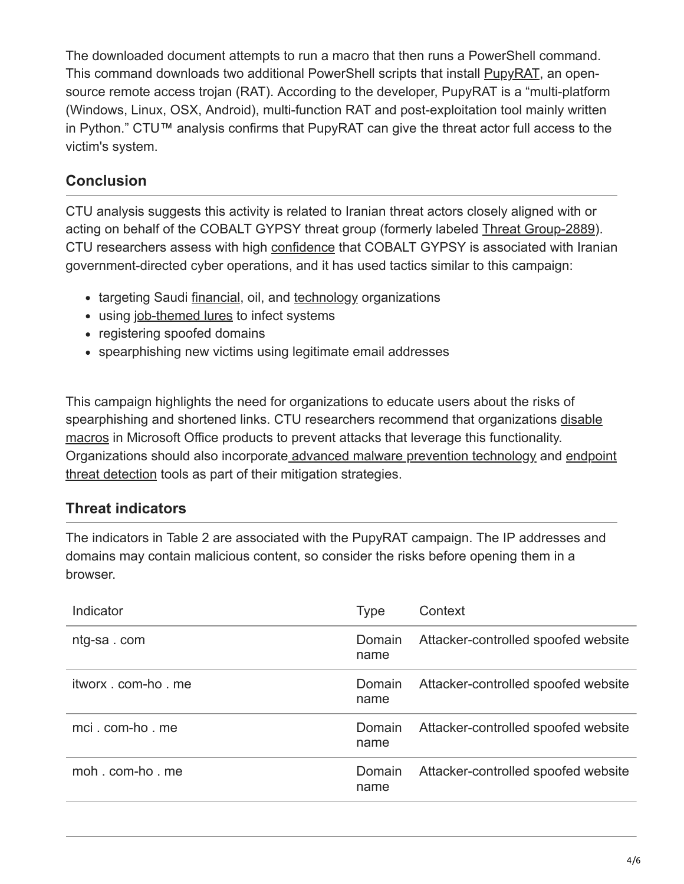The downloaded document attempts to run a macro that then runs a PowerShell command. This command downloads two additional PowerShell scripts that install PupyRAT, an open-source remote access trojan (RAT). According to the developer, PupyRAT is a "multi-platform (Windows, Linux, OSX, Android), multi-function RAT and post-exploitation tool mainly written in Python." CTU™ analysis confirms that PupyRAT can give the threat actor full access to the victim's system.

## Conclusion

CTU analysis suggests this activity is related to Iranian threat actors closely aligned with or acting on behalf of the COBALT GYPSY threat group (formerly labeled Threat Group-2889). CTU researchers assess with high confidence that COBALT GYPSY is associated with Iranian government-directed cyber operations, and it has used tactics similar to this campaign:

- targeting Saudi financial, oil, and technology organizations
- using job-themed lures to infect systems
- registering spoofed domains
- spearphishing new victims using legitimate email addresses

This campaign highlights the need for organizations to educate users about the risks of spearphishing and shortened links. CTU researchers recommend that organizations disable macros in Microsoft Office products to prevent attacks that leverage this functionality. Organizations should also incorporate advanced malware prevention technology and endpoint threat detection tools as part of their mitigation strategies.

## Threat indicators

The indicators in Table 2 are associated with the PupyRAT campaign. The IP addresses and domains may contain malicious content, so consider the risks before opening them in a browser.

| Indicator | Type | Context |
| --- | --- | --- |
| ntg-sa . com | Domain name | Attacker-controlled spoofed website |
| itworx . com-ho . me | Domain name | Attacker-controlled spoofed website |
| mci . com-ho . me | Domain name | Attacker-controlled spoofed website |
| moh . com-ho . me | Domain name | Attacker-controlled spoofed website |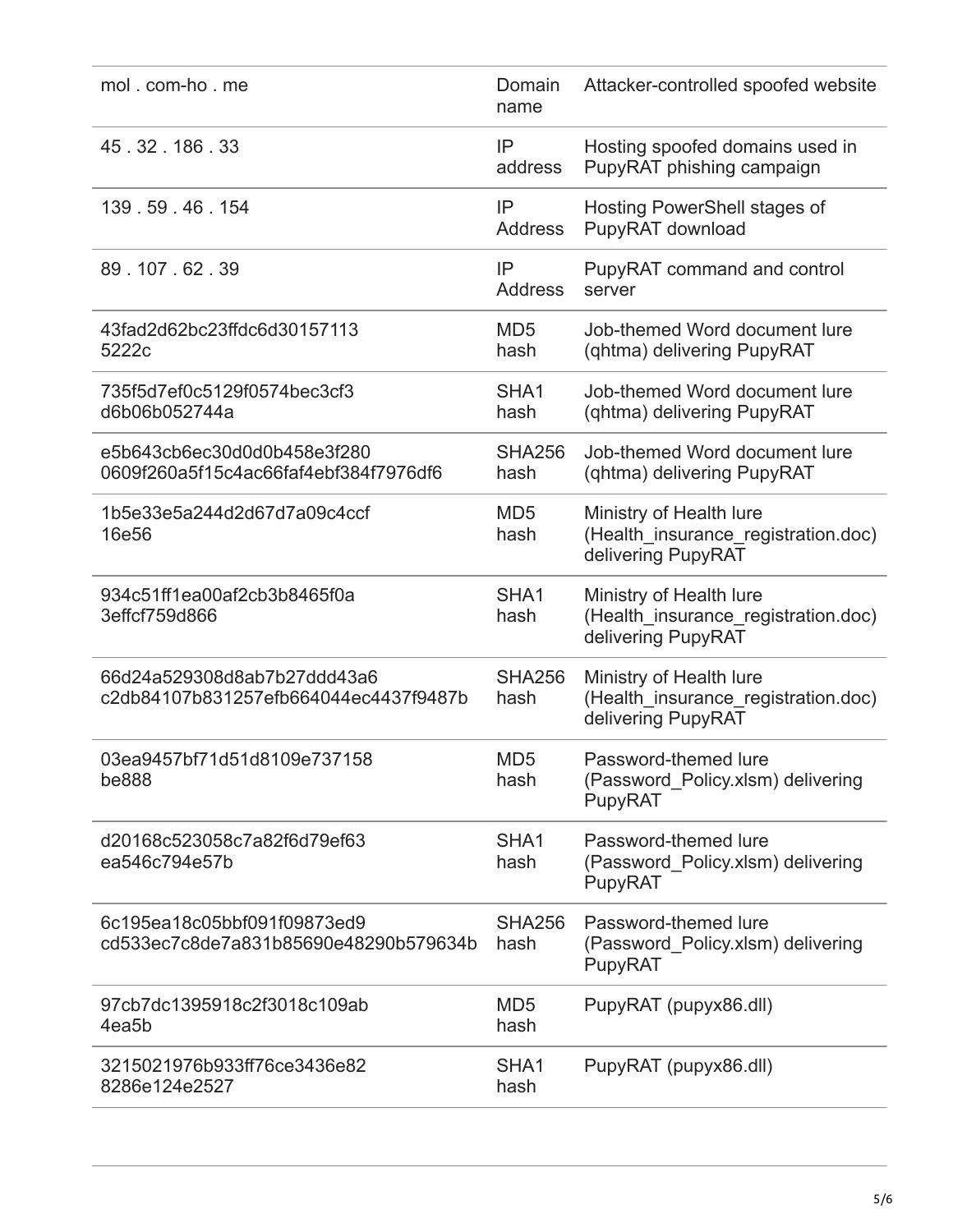| | | |
|---|---|---|
| mol . com-ho . me | Domain name | Attacker-controlled spoofed website |
| 45 . 32 . 186 . 33 | IP address | Hosting spoofed domains used in PupyRAT phishing campaign |
| 139 . 59 . 46 . 154 | IP Address | Hosting PowerShell stages of PupyRAT download |
| 89 . 107 . 62 . 39 | IP Address | PupyRAT command and control server |
| 43fad2d62bc23ffdc6d301571135222c | MD5 hash | Job-themed Word document lure (qhtma) delivering PupyRAT |
| 735f5d7ef0c5129f0574bec3cf3d6b06b052744a | SHA1 hash | Job-themed Word document lure (qhtma) delivering PupyRAT |
| e5b643cb6ec30d0d0b458e3f2800609f260a5f15c4ac66faf4ebf384f7976df6 | SHA256 hash | Job-themed Word document lure (qhtma) delivering PupyRAT |
| 1b5e33e5a244d2d67d7a09c4ccf16e56 | MD5 hash | Ministry of Health lure (Health_insurance_registration.doc) delivering PupyRAT |
| 934c51ff1ea00af2cb3b8465f0a3effcf759d866 | SHA1 hash | Ministry of Health lure (Health_insurance_registration.doc) delivering PupyRAT |
| 66d24a529308d8ab7b27ddd43a6c2db84107b831257efb664044ec4437f9487b | SHA256 hash | Ministry of Health lure (Health_insurance_registration.doc) delivering PupyRAT |
| 03ea9457bf71d51d8109e737158be888 | MD5 hash | Password-themed lure (Password_Policy.xlsm) delivering PupyRAT |
| d20168c523058c7a82f6d79ef63ea546c794e57b | SHA1 hash | Password-themed lure (Password_Policy.xlsm) delivering PupyRAT |
| 6c195ea18c05bbf091f09873ed9cd533ec7c8de7a831b85690e48290b579634b | SHA256 hash | Password-themed lure (Password_Policy.xlsm) delivering PupyRAT |
| 97cb7dc1395918c2f3018c109ab4ea5b | MD5 hash | PupyRAT (pupyx86.dll) |
| 3215021976b933ff76ce3436e828286e124e2527 | SHA1 hash | PupyRAT (pupyx86.dll) |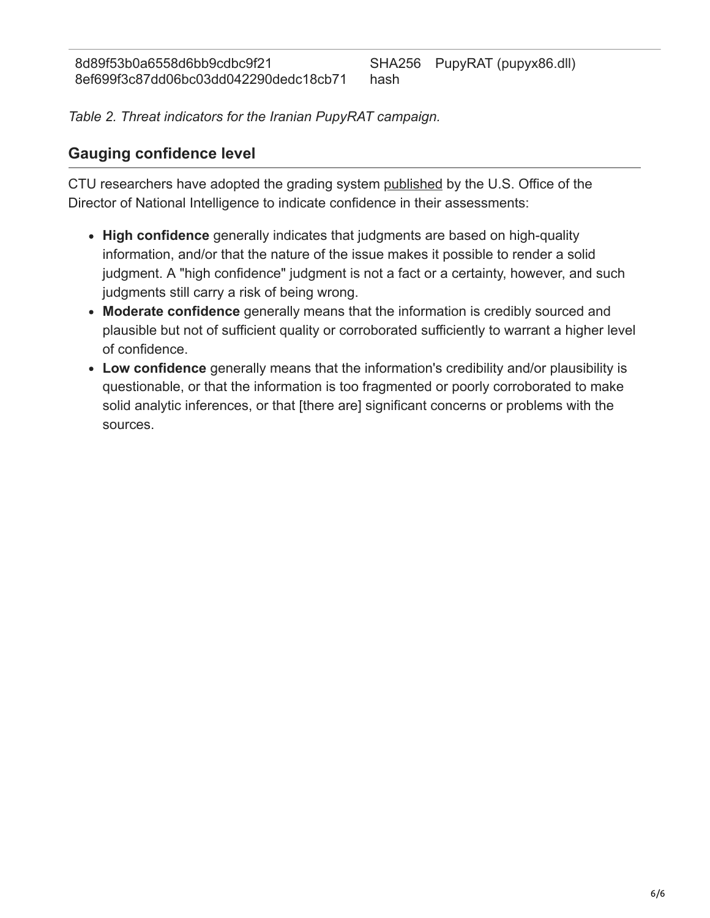| | | |
|---|---|---|
| 8d89f53b0a6558d6bb9cdbc9f21 8ef699f3c87dd06bc03dd042290dedc18cb71 | SHA256 hash | PupyRAT (pupyx86.dll) |

*Table 2. Threat indicators for the Iranian PupyRAT campaign.*

## Gauging confidence level

CTU researchers have adopted the grading system published by the U.S. Office of the Director of National Intelligence to indicate confidence in their assessments:

- **High confidence** generally indicates that judgments are based on high-quality information, and/or that the nature of the issue makes it possible to render a solid judgment. A "high confidence" judgment is not a fact or a certainty, however, and such judgments still carry a risk of being wrong.
- **Moderate confidence** generally means that the information is credibly sourced and plausible but not of sufficient quality or corroborated sufficiently to warrant a higher level of confidence.
- **Low confidence** generally means that the information's credibility and/or plausibility is questionable, or that the information is too fragmented or poorly corroborated to make solid analytic inferences, or that [there are] significant concerns or problems with the sources.